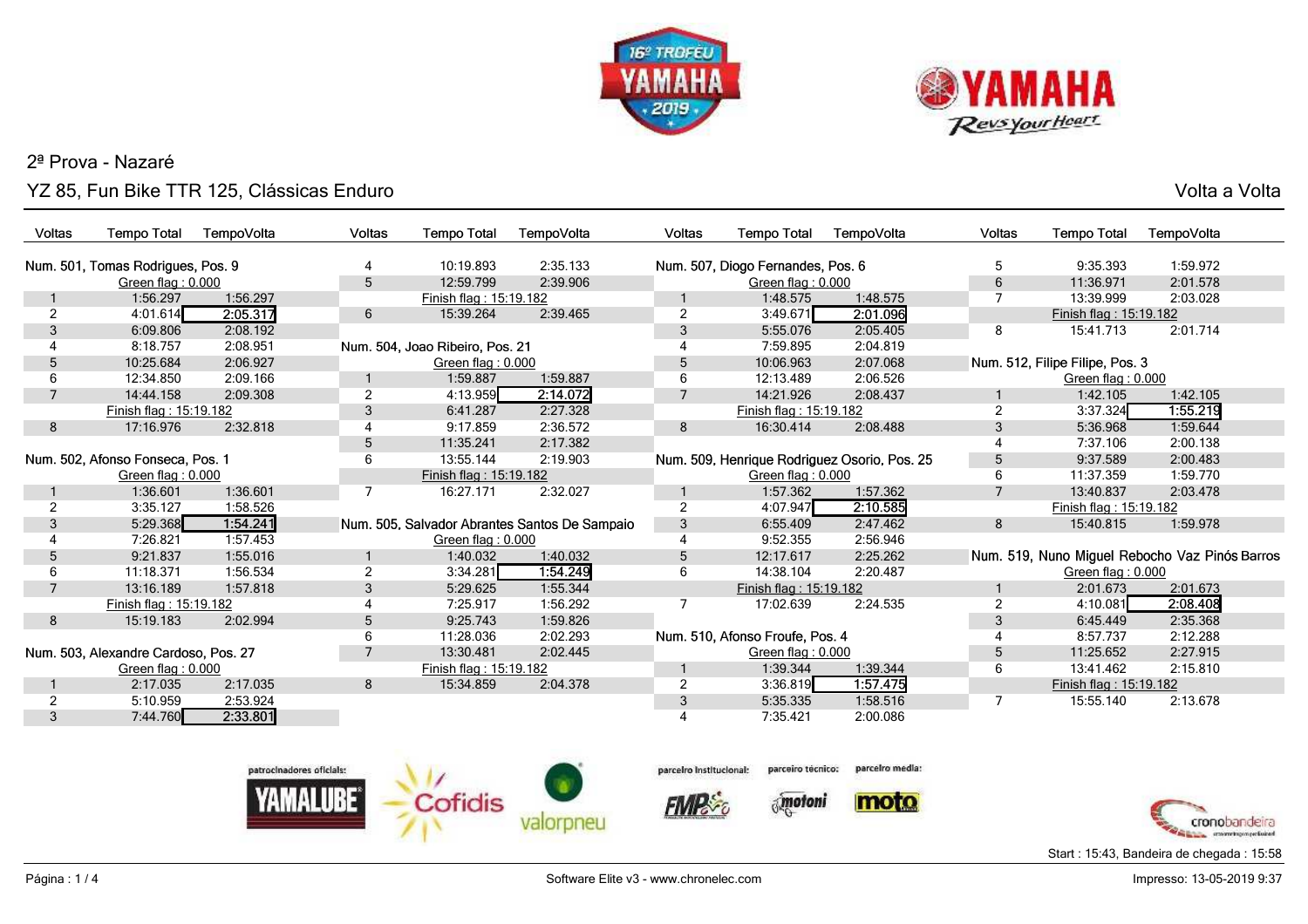## 2ª Prova - Nazaré

### YZ 85, Fun Bike TTR 125, Clássicas Enduro

Volta a Volta

**Num. 501, Tomas Rodrigues, Pos. 9**

| Voltas | Tempo Total | TempoVolta |
|---|---|---|
| | Green flag : 0.000 | |
| 1 | 1:56.297 | 1:56.297 |
| 2 | 4:01.614 | 2:05.317 |
| 3 | 6:09.806 | 2:08.192 |
| 4 | 8:18.757 | 2:08.951 |
| 5 | 10:25.684 | 2:06.927 |
| 6 | 12:34.850 | 2:09.166 |
| 7 | 14:44.158 | 2:09.308 |
| | Finish flag : 15:19.182 | |
| 8 | 17:16.976 | 2:32.818 |

**Num. 502, Afonso Fonseca, Pos. 1**

| Voltas | Tempo Total | TempoVolta |
|---|---|---|
| | Green flag : 0.000 | |
| 1 | 1:36.601 | 1:36.601 |
| 2 | 3:35.127 | 1:58.526 |
| 3 | 5:29.368 | 1:54.241 |
| 4 | 7:26.821 | 1:57.453 |
| 5 | 9:21.837 | 1:55.016 |
| 6 | 11:18.371 | 1:56.534 |
| 7 | 13:16.189 | 1:57.818 |
| | Finish flag : 15:19.182 | |
| 8 | 15:19.183 | 2:02.994 |

**Num. 503, Alexandre Cardoso, Pos. 27**

| Voltas | Tempo Total | TempoVolta |
|---|---|---|
| | Green flag : 0.000 | |
| 1 | 2:17.035 | 2:17.035 |
| 2 | 5:10.959 | 2:53.924 |
| 3 | 7:44.760 | 2:33.801 |
| 4 | 10:19.893 | 2:35.133 |
| 5 | 12:59.799 | 2:39.906 |
| | Finish flag : 15:19.182 | |
| 6 | 15:39.264 | 2:39.465 |

**Num. 504, Joao Ribeiro, Pos. 21**

| Voltas | Tempo Total | TempoVolta |
|---|---|---|
| | Green flag : 0.000 | |
| 1 | 1:59.887 | 1:59.887 |
| 2 | 4:13.959 | 2:14.072 |
| 3 | 6:41.287 | 2:27.328 |
| 4 | 9:17.859 | 2:36.572 |
| 5 | 11:35.241 | 2:17.382 |
| 6 | 13:55.144 | 2:19.903 |
| | Finish flag : 15:19.182 | |
| 7 | 16:27.171 | 2:32.027 |

**Num. 505, Salvador Abrantes Santos De Sampaio**

| Voltas | Tempo Total | TempoVolta |
|---|---|---|
| | Green flag : 0.000 | |
| 1 | 1:40.032 | 1:40.032 |
| 2 | 3:34.281 | 1:54.249 |
| 3 | 5:29.625 | 1:55.344 |
| 4 | 7:25.917 | 1:56.292 |
| 5 | 9:25.743 | 1:59.826 |
| 6 | 11:28.036 | 2:02.293 |
| 7 | 13:30.481 | 2:02.445 |
| | Finish flag : 15:19.182 | |
| 8 | 15:34.859 | 2:04.378 |

**Num. 507, Diogo Fernandes, Pos. 6**

| Voltas | Tempo Total | TempoVolta |
|---|---|---|
| | Green flag : 0.000 | |
| 1 | 1:48.575 | 1:48.575 |
| 2 | 3:49.671 | 2:01.096 |
| 3 | 5:55.076 | 2:05.405 |
| 4 | 7:59.895 | 2:04.819 |
| 5 | 10:06.963 | 2:07.068 |
| 6 | 12:13.489 | 2:06.526 |
| 7 | 14:21.926 | 2:08.437 |
| | Finish flag : 15:19.182 | |
| 8 | 16:30.414 | 2:08.488 |

**Num. 509, Henrique Rodriguez Osorio, Pos. 25**

| Voltas | Tempo Total | TempoVolta |
|---|---|---|
| | Green flag : 0.000 | |
| 1 | 1:57.362 | 1:57.362 |
| 2 | 4:07.947 | 2:10.585 |
| 3 | 6:55.409 | 2:47.462 |
| 4 | 9:52.355 | 2:56.946 |
| 5 | 12:17.617 | 2:25.262 |
| 6 | 14:38.104 | 2:20.487 |
| | Finish flag : 15:19.182 | |
| 7 | 17:02.639 | 2:24.535 |

**Num. 510, Afonso Froufe, Pos. 4**

| Voltas | Tempo Total | TempoVolta |
|---|---|---|
| | Green flag : 0.000 | |
| 1 | 1:39.344 | 1:39.344 |
| 2 | 3:36.819 | 1:57.475 |
| 3 | 5:35.335 | 1:58.516 |
| 4 | 7:35.421 | 2:00.086 |
| 5 | 9:35.393 | 1:59.972 |
| 6 | 11:36.971 | 2:01.578 |
| 7 | 13:39.999 | 2:03.028 |
| | Finish flag : 15:19.182 | |
| 8 | 15:41.713 | 2:01.714 |

**Num. 512, Filipe Filipe, Pos. 3**

| Voltas | Tempo Total | TempoVolta |
|---|---|---|
| | Green flag : 0.000 | |
| 1 | 1:42.105 | 1:42.105 |
| 2 | 3:37.324 | 1:55.219 |
| 3 | 5:36.968 | 1:59.644 |
| 4 | 7:37.106 | 2:00.138 |
| 5 | 9:37.589 | 2:00.483 |
| 6 | 11:37.359 | 1:59.770 |
| 7 | 13:40.837 | 2:03.478 |
| | Finish flag : 15:19.182 | |
| 8 | 15:40.815 | 1:59.978 |

**Num. 519, Nuno Miguel Rebocho Vaz Pinós Barros**

| Voltas | Tempo Total | TempoVolta |
|---|---|---|
| | Green flag : 0.000 | |
| 1 | 2:01.673 | 2:01.673 |
| 2 | 4:10.081 | 2:08.408 |
| 3 | 6:45.449 | 2:35.368 |
| 4 | 8:57.737 | 2:12.288 |
| 5 | 11:25.652 | 2:27.915 |
| 6 | 13:41.462 | 2:15.810 |
| | Finish flag : 15:19.182 | |
| 7 | 15:55.140 | 2:13.678 |

patrocinadores oficiais: YAMALUBE, Cofidis, valorpneu — parceiro institucional: FMP — parceiro técnico: motoni — parceiro media: moto

Start : 15:43, Bandeira de chegada : 15:58

Software Elite v3 - www.chronelec.com

Impresso: 13-05-2019 9:37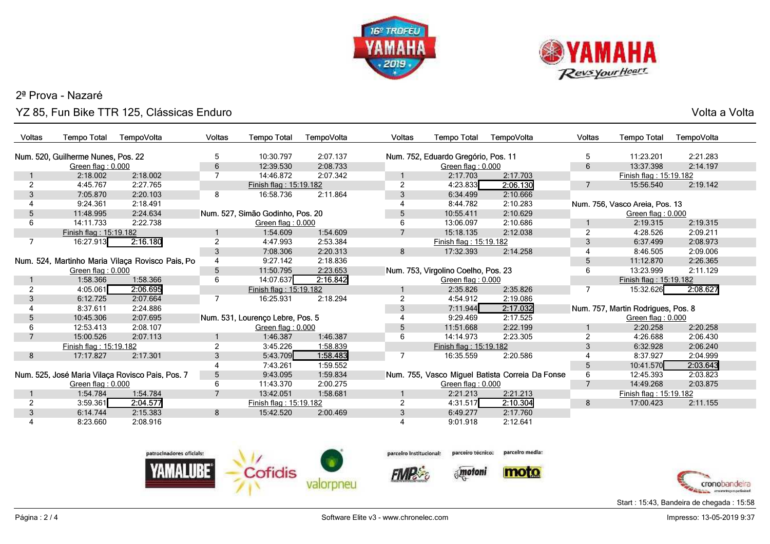2ª Prova - Nazaré

YZ 85, Fun Bike TTR 125, Clássicas Enduro

Volta a Volta

### Num. 520, Guilherme Nunes, Pos. 22

| Voltas | Tempo Total | TempoVolta |
|---|---|---|
| | Green flag : 0.000 | |
| 1 | 2:18.002 | 2:18.002 |
| 2 | 4:45.767 | 2:27.765 |
| 3 | 7:05.870 | 2:20.103 |
| 4 | 9:24.361 | 2:18.491 |
| 5 | 11:48.995 | 2:24.634 |
| 6 | 14:11.733 | 2:22.738 |
| | Finish flag : 15:19.182 | |
| 7 | 16:27.913 | **2:16.180** |

### Num. 524, Martinho Maria Vilaça Rovisco Pais, Po

| Voltas | Tempo Total | TempoVolta |
|---|---|---|
| | Green flag : 0.000 | |
| 1 | 1:58.366 | 1:58.366 |
| 2 | 4:05.061 | **2:06.695** |
| 3 | 6:12.725 | 2:07.664 |
| 4 | 8:37.611 | 2:24.886 |
| 5 | 10:45.306 | 2:07.695 |
| 6 | 12:53.413 | 2:08.107 |
| 7 | 15:00.526 | 2:07.113 |
| | Finish flag : 15:19.182 | |
| 8 | 17:17.827 | 2:17.301 |

### Num. 525, José Maria Vilaça Rovisco Pais, Pos. 7

| Voltas | Tempo Total | TempoVolta |
|---|---|---|
| | Green flag : 0.000 | |
| 1 | 1:54.784 | 1:54.784 |
| 2 | 3:59.361 | **2:04.577** |
| 3 | 6:14.744 | 2:15.383 |
| 4 | 8:23.660 | 2:08.916 |
| 5 | 10:30.797 | 2:07.137 |
| 6 | 12:39.530 | 2:08.733 |
| 7 | 14:46.872 | 2:07.342 |
| | Finish flag : 15:19.182 | |
| 8 | 16:58.736 | 2:11.864 |

### Num. 527, Simão Godinho, Pos. 20

| Voltas | Tempo Total | TempoVolta |
|---|---|---|
| | Green flag : 0.000 | |
| 1 | 1:54.609 | 1:54.609 |
| 2 | 4:47.993 | 2:53.384 |
| 3 | 7:08.306 | 2:20.313 |
| 4 | 9:27.142 | 2:18.836 |
| 5 | 11:50.795 | 2:23.653 |
| 6 | 14:07.637 | **2:16.842** |
| | Finish flag : 15:19.182 | |
| 7 | 16:25.931 | 2:18.294 |

### Num. 531, Lourenço Lebre, Pos. 5

| Voltas | Tempo Total | TempoVolta |
|---|---|---|
| | Green flag : 0.000 | |
| 1 | 1:46.387 | 1:46.387 |
| 2 | 3:45.226 | 1:58.839 |
| 3 | 5:43.709 | **1:58.483** |
| 4 | 7:43.261 | 1:59.552 |
| 5 | 9:43.095 | 1:59.834 |
| 6 | 11:43.370 | 2:00.275 |
| 7 | 13:42.051 | 1:58.681 |
| | Finish flag : 15:19.182 | |
| 8 | 15:42.520 | 2:00.469 |

### Num. 752, Eduardo Gregório, Pos. 11

| Voltas | Tempo Total | TempoVolta |
|---|---|---|
| | Green flag : 0.000 | |
| 1 | 2:17.703 | 2:17.703 |
| 2 | 4:23.833 | **2:06.130** |
| 3 | 6:34.499 | 2:10.666 |
| 4 | 8:44.782 | 2:10.283 |
| 5 | 10:55.411 | 2:10.629 |
| 6 | 13:06.097 | 2:10.686 |
| 7 | 15:18.135 | 2:12.038 |
| | Finish flag : 15:19.182 | |
| 8 | 17:32.393 | 2:14.258 |

### Num. 753, Virgolino Coelho, Pos. 23

| Voltas | Tempo Total | TempoVolta |
|---|---|---|
| | Green flag : 0.000 | |
| 1 | 2:35.826 | 2:35.826 |
| 2 | 4:54.912 | 2:19.086 |
| 3 | 7:11.944 | **2:17.032** |
| 4 | 9:29.469 | 2:17.525 |
| 5 | 11:51.668 | 2:22.199 |
| 6 | 14:14.973 | 2:23.305 |
| | Finish flag : 15:19.182 | |
| 7 | 16:35.559 | 2:20.586 |

### Num. 755, Vasco Miguel Batista Correia Da Fonse

| Voltas | Tempo Total | TempoVolta |
|---|---|---|
| | Green flag : 0.000 | |
| 1 | 2:21.213 | 2:21.213 |
| 2 | 4:31.517 | **2:10.304** |
| 3 | 6:49.277 | 2:17.760 |
| 4 | 9:01.918 | 2:12.641 |
| 5 | 11:23.201 | 2:21.283 |
| 6 | 13:37.398 | 2:14.197 |
| | Finish flag : 15:19.182 | |
| 7 | 15:56.540 | 2:19.142 |

### Num. 756, Vasco Areia, Pos. 13

| Voltas | Tempo Total | TempoVolta |
|---|---|---|
| | Green flag : 0.000 | |
| 1 | 2:19.315 | 2:19.315 |
| 2 | 4:28.526 | 2:09.211 |
| 3 | 6:37.499 | 2:08.973 |
| 4 | 8:46.505 | 2:09.006 |
| 5 | 11:12.870 | 2:26.365 |
| 6 | 13:23.999 | 2:11.129 |
| | Finish flag : 15:19.182 | |
| 7 | 15:32.626 | **2:08.627** |

### Num. 757, Martin Rodrigues, Pos. 8

| Voltas | Tempo Total | TempoVolta |
|---|---|---|
| | Green flag : 0.000 | |
| 1 | 2:20.258 | 2:20.258 |
| 2 | 4:26.688 | 2:06.430 |
| 3 | 6:32.928 | 2:06.240 |
| 4 | 8:37.927 | 2:04.999 |
| 5 | 10:41.570 | **2:03.643** |
| 6 | 12:45.393 | 2:03.823 |
| 7 | 14:49.268 | 2:03.875 |
| | Finish flag : 15:19.182 | |
| 8 | 17:00.423 | 2:11.155 |

patrocinadores oficiais: YAMALUBE, Cofidis, valorpneu — parceiro institucional: FMP — parceiro técnico: motoni — parceiro media: moto

Start : 15:43, Bandeira de chegada : 15:58

Software Elite v3 - www.chronelec.com

Impresso: 13-05-2019 9:37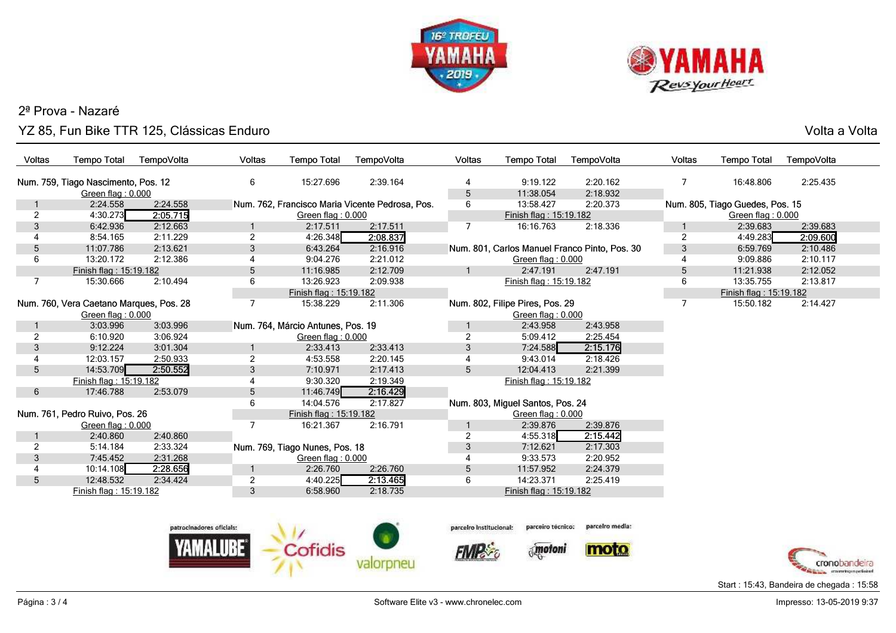2ª Prova - Nazaré

YZ 85, Fun Bike TTR 125, Clássicas Enduro

Volta a Volta

### Num. 759, Tiago Nascimento, Pos. 12

| Voltas | Tempo Total | TempoVolta |
|---|---|---|
| | Green flag : 0.000 | |
| 1 | 2:24.558 | 2:24.558 |
| 2 | 4:30.273 | **2:05.715** |
| 3 | 6:42.936 | 2:12.663 |
| 4 | 8:54.165 | 2:11.229 |
| 5 | 11:07.786 | 2:13.621 |
| 6 | 13:20.172 | 2:12.386 |
| | Finish flag : 15:19.182 | |
| 7 | 15:30.666 | 2:10.494 |

### Num. 760, Vera Caetano Marques, Pos. 28

| Voltas | Tempo Total | TempoVolta |
|---|---|---|
| | Green flag : 0.000 | |
| 1 | 3:03.996 | 3:03.996 |
| 2 | 6:10.920 | 3:06.924 |
| 3 | 9:12.224 | 3:01.304 |
| 4 | 12:03.157 | 2:50.933 |
| 5 | 14:53.709 | **2:50.552** |
| | Finish flag : 15:19.182 | |
| 6 | 17:46.788 | 2:53.079 |

### Num. 761, Pedro Ruivo, Pos. 26

| Voltas | Tempo Total | TempoVolta |
|---|---|---|
| | Green flag : 0.000 | |
| 1 | 2:40.860 | 2:40.860 |
| 2 | 5:14.184 | 2:33.324 |
| 3 | 7:45.452 | 2:31.268 |
| 4 | 10:14.108 | **2:28.656** |
| 5 | 12:48.532 | 2:34.424 |
| | Finish flag : 15:19.182 | |
| 6 | 15:27.696 | 2:39.164 |

### Num. 762, Francisco Maria Vicente Pedrosa, Pos.

| Voltas | Tempo Total | TempoVolta |
|---|---|---|
| | Green flag : 0.000 | |
| 1 | 2:17.511 | 2:17.511 |
| 2 | 4:26.348 | **2:08.837** |
| 3 | 6:43.264 | 2:16.916 |
| 4 | 9:04.276 | 2:21.012 |
| 5 | 11:16.985 | 2:12.709 |
| 6 | 13:26.923 | 2:09.938 |
| | Finish flag : 15:19.182 | |
| 7 | 15:38.229 | 2:11.306 |

### Num. 764, Márcio Antunes, Pos. 19

| Voltas | Tempo Total | TempoVolta |
|---|---|---|
| | Green flag : 0.000 | |
| 1 | 2:33.413 | 2:33.413 |
| 2 | 4:53.558 | 2:20.145 |
| 3 | 7:10.971 | 2:17.413 |
| 4 | 9:30.320 | 2:19.349 |
| 5 | 11:46.749 | **2:16.429** |
| 6 | 14:04.576 | 2:17.827 |
| | Finish flag : 15:19.182 | |
| 7 | 16:21.367 | 2:16.791 |

### Num. 769, Tiago Nunes, Pos. 18

| Voltas | Tempo Total | TempoVolta |
|---|---|---|
| | Green flag : 0.000 | |
| 1 | 2:26.760 | 2:26.760 |
| 2 | 4:40.225 | **2:13.465** |
| 3 | 6:58.960 | 2:18.735 |
| 4 | 9:19.122 | 2:20.162 |
| 5 | 11:38.054 | 2:18.932 |
| 6 | 13:58.427 | 2:20.373 |
| | Finish flag : 15:19.182 | |
| 7 | 16:16.763 | 2:18.336 |

### Num. 801, Carlos Manuel Franco Pinto, Pos. 30

| Voltas | Tempo Total | TempoVolta |
|---|---|---|
| | Green flag : 0.000 | |
| 1 | 2:47.191 | 2:47.191 |
| | Finish flag : 15:19.182 | |

### Num. 802, Filipe Pires, Pos. 29

| Voltas | Tempo Total | TempoVolta |
|---|---|---|
| | Green flag : 0.000 | |
| 1 | 2:43.958 | 2:43.958 |
| 2 | 5:09.412 | 2:25.454 |
| 3 | 7:24.588 | **2:15.176** |
| 4 | 9:43.014 | 2:18.426 |
| 5 | 12:04.413 | 2:21.399 |
| | Finish flag : 15:19.182 | |

### Num. 803, Miguel Santos, Pos. 24

| Voltas | Tempo Total | TempoVolta |
|---|---|---|
| | Green flag : 0.000 | |
| 1 | 2:39.876 | 2:39.876 |
| 2 | 4:55.318 | **2:15.442** |
| 3 | 7:12.621 | 2:17.303 |
| 4 | 9:33.573 | 2:20.952 |
| 5 | 11:57.952 | 2:24.379 |
| 6 | 14:23.371 | 2:25.419 |
| | Finish flag : 15:19.182 | |
| 7 | 16:48.806 | 2:25.435 |

### Num. 805, Tiago Guedes, Pos. 15

| Voltas | Tempo Total | TempoVolta |
|---|---|---|
| | Green flag : 0.000 | |
| 1 | 2:39.683 | 2:39.683 |
| 2 | 4:49.283 | **2:09.600** |
| 3 | 6:59.769 | 2:10.486 |
| 4 | 9:09.886 | 2:10.117 |
| 5 | 11:21.938 | 2:12.052 |
| 6 | 13:35.755 | 2:13.817 |
| | Finish flag : 15:19.182 | |
| 7 | 15:50.182 | 2:14.427 |

patrocinadores oficiais: YAMALUBE, Cofidis, valorpneu — parceiro institucional: FMP — parceiro técnico: motoni — parceiro media: moto

Start : 15:43, Bandeira de chegada : 15:58

Software Elite v3 - www.chronelec.com

Impresso: 13-05-2019 9:37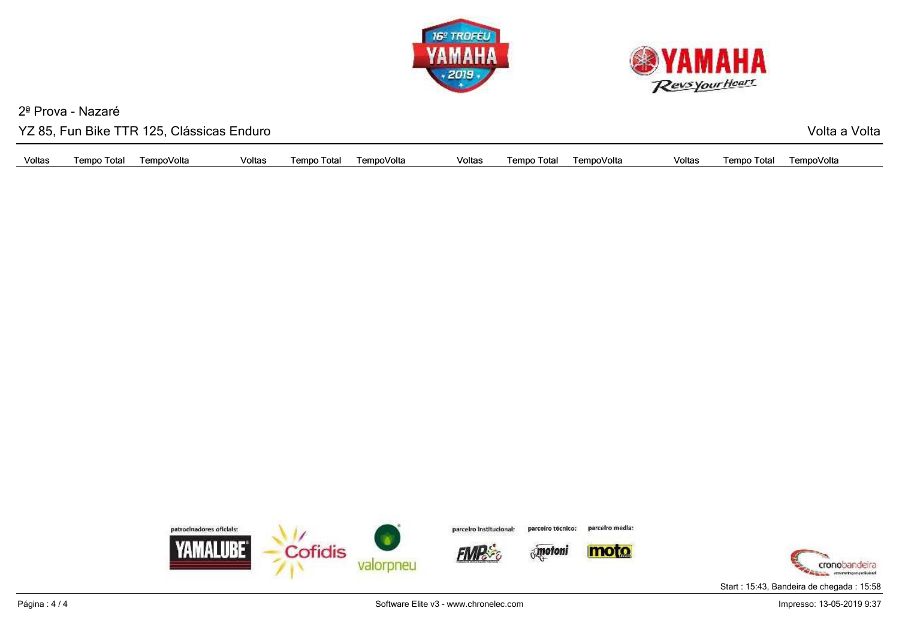2ª Prova - Nazaré

YZ 85, Fun Bike TTR 125, Clássicas Enduro

Volta a Volta

| Voltas | Tempo Total | TempoVolta | Voltas | Tempo Total | TempoVolta | Voltas | Tempo Total | TempoVolta | Voltas | Tempo Total | TempoVolta |
|---|---|---|---|---|---|---|---|---|---|---|---|

patrocinadores oficiais: YAMALUBE Cofidis valorpneu

parceiro institucional: FMP parceiro técnico: motoni parceiro media: moto

Start : 15:43, Bandeira de chegada : 15:58

Software Elite v3 - www.chronelec.com

Impresso: 13-05-2019 9:37